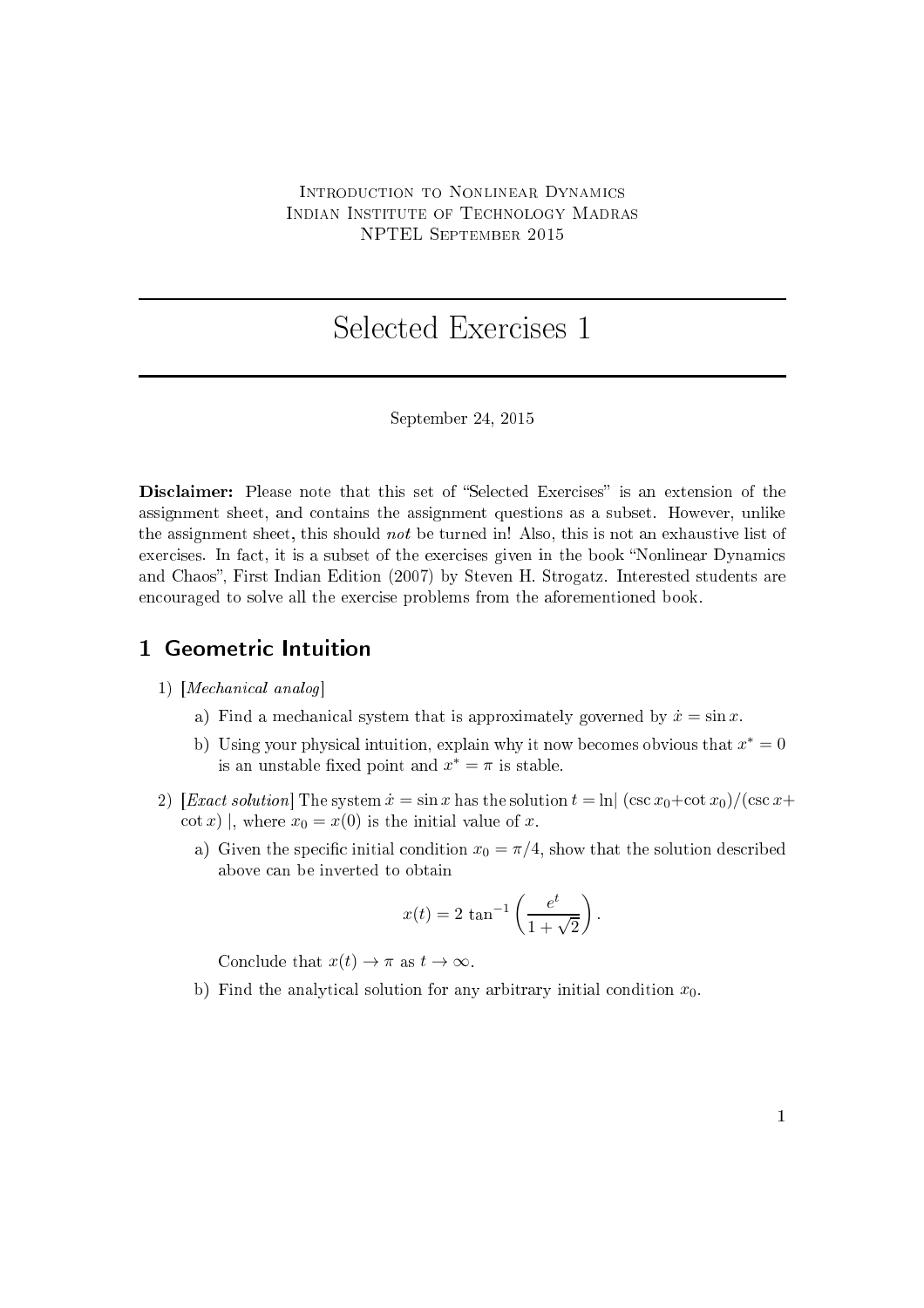Introduction to Nonlinear Dynamics
Indian Institute of Technology Madras
NPTEL September 2015

# Selected Exercises 1

September 24, 2015

**Disclaimer:** Please note that this set of "Selected Exercises" is an extension of the assignment sheet, and contains the assignment questions as a subset. However, unlike the assignment sheet, this should *not* be turned in! Also, this is not an exhaustive list of exercises. In fact, it is a subset of the exercises given in the book "Nonlinear Dynamics and Chaos", First Indian Edition (2007) by Steven H. Strogatz. Interested students are encouraged to solve all the exercise problems from the aforementioned book.

## 1 Geometric Intuition

1) [*Mechanical analog*]

   a) Find a mechanical system that is approximately governed by $\dot{x} = \sin x$.

   b) Using your physical intuition, explain why it now becomes obvious that $x^* = 0$ is an unstable fixed point and $x^* = \pi$ is stable.

2) [*Exact solution*] The system $\dot{x} = \sin x$ has the solution $t = \ln|\ (\csc x_0 + \cot x_0)/(\csc x + \cot x)\ |$, where $x_0 = x(0)$ is the initial value of $x$.

   a) Given the specific initial condition $x_0 = \pi/4$, show that the solution described above can be inverted to obtain

   $$x(t) = 2\ \tan^{-1}\left(\frac{e^t}{1+\sqrt{2}}\right).$$

   Conclude that $x(t) \to \pi$ as $t \to \infty$.

   b) Find the analytical solution for any arbitrary initial condition $x_0$.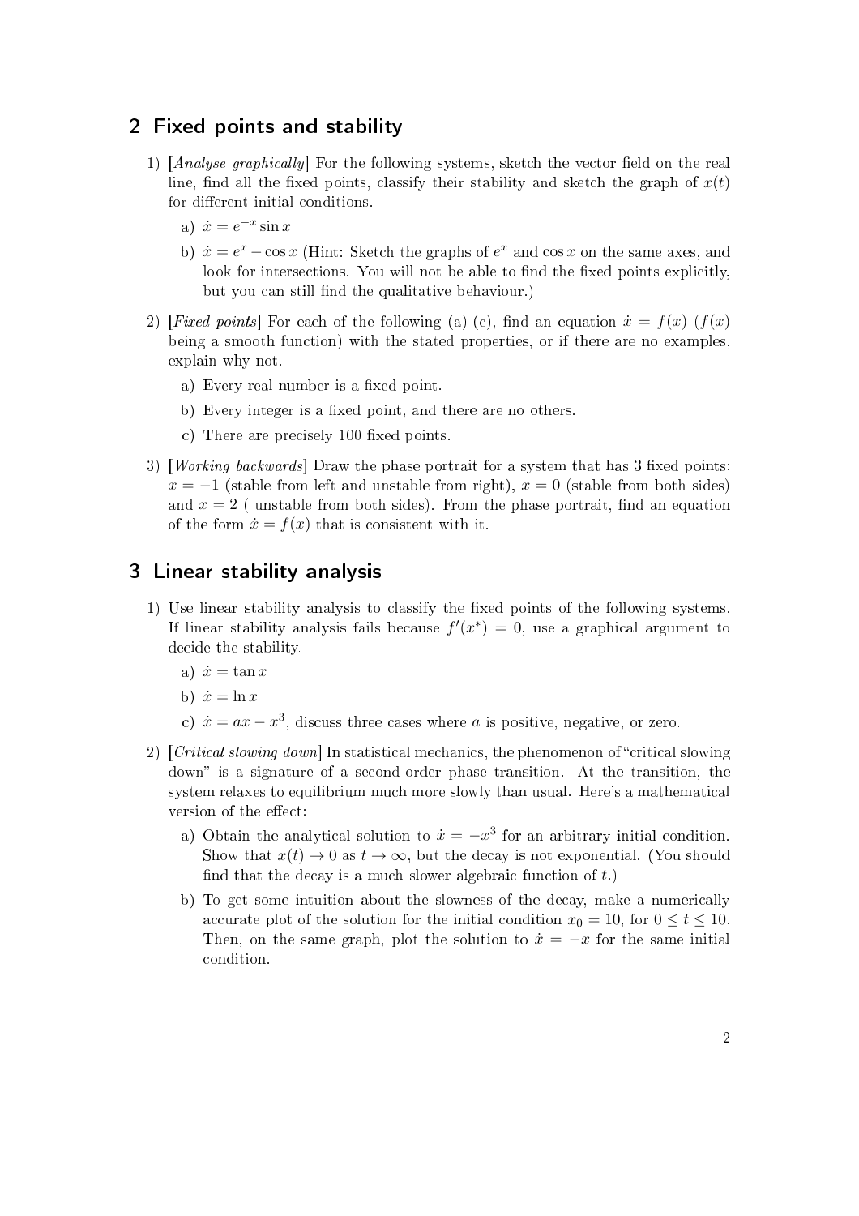## 2 Fixed points and stability

1) [*Analyse graphically*] For the following systems, sketch the vector field on the real line, find all the fixed points, classify their stability and sketch the graph of $x(t)$ for different initial conditions.

   a) $\dot{x} = e^{-x} \sin x$

   b) $\dot{x} = e^{x} - \cos x$ (Hint: Sketch the graphs of $e^x$ and $\cos x$ on the same axes, and look for intersections. You will not be able to find the fixed points explicitly, but you can still find the qualitative behaviour.)

2) [*Fixed points*] For each of the following (a)-(c), find an equation $\dot{x} = f(x)$ ($f(x)$ being a smooth function) with the stated properties, or if there are no examples, explain why not.

   a) Every real number is a fixed point.

   b) Every integer is a fixed point, and there are no others.

   c) There are precisely 100 fixed points.

3) [*Working backwards*] Draw the phase portrait for a system that has 3 fixed points: $x = -1$ (stable from left and unstable from right), $x = 0$ (stable from both sides) and $x = 2$ ( unstable from both sides). From the phase portrait, find an equation of the form $\dot{x} = f(x)$ that is consistent with it.

## 3 Linear stability analysis

1) Use linear stability analysis to classify the fixed points of the following systems. If linear stability analysis fails because $f'(x^*) = 0$, use a graphical argument to decide the stability.

   a) $\dot{x} = \tan x$

   b) $\dot{x} = \ln x$

   c) $\dot{x} = ax - x^3$, discuss three cases where $a$ is positive, negative, or zero.

2) [*Critical slowing down*] In statistical mechanics, the phenomenon of "critical slowing down" is a signature of a second-order phase transition. At the transition, the system relaxes to equilibrium much more slowly than usual. Here's a mathematical version of the effect:

   a) Obtain the analytical solution to $\dot{x} = -x^3$ for an arbitrary initial condition. Show that $x(t) \to 0$ as $t \to \infty$, but the decay is not exponential. (You should find that the decay is a much slower algebraic function of $t$.)

   b) To get some intuition about the slowness of the decay, make a numerically accurate plot of the solution for the initial condition $x_0 = 10$, for $0 \leq t \leq 10$. Then, on the same graph, plot the solution to $\dot{x} = -x$ for the same initial condition.